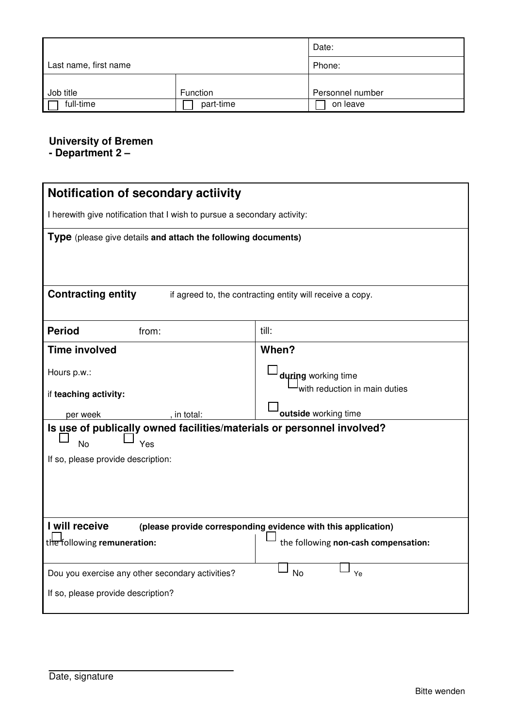| | | Date: |
|---|---|---|
| Last name, first name | | Phone: |
| Job title | Function | Personnel number |
| ☐ full-time | ☐ part-time | ☐ on leave |

**University of Bremen**
**- Department 2 –**

## Notification of secondary actiivity

I herewith give notification that I wish to pursue a secondary activity:

**Type** (please give details **and attach the following documents)**

**Contracting entity** if agreed to, the contracting entity will receive a copy.

| **Period** from: | till: |
|---|---|
| **Time involved** | **When?** |
| Hours p.w.: | ☐ **during** working time |
| if **teaching activity:** | ☐ with reduction in main duties |
| per week , in total: | ☐ **outside** working time |

**Is use of publically owned facilities/materials or personnel involved?**

☐ No ☐ Yes

If so, please provide description:

**I will receive** **(please provide corresponding evidence with this application)**

| ☐ the following **remuneration:** | ☐ the following **non-cash compensation:** |
|---|---|

Dou you exercise any other secondary activities? ☐ No ☐ Ye

If so, please provide description?

Date, signature

Bitte wenden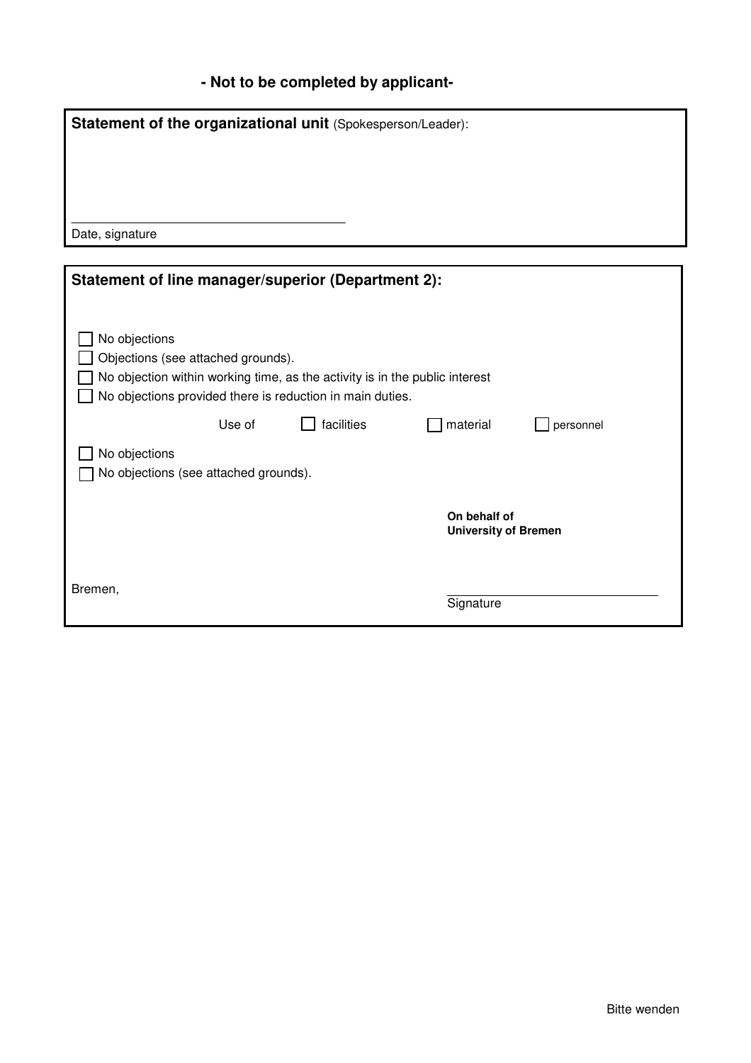**- Not to be completed by applicant-**

**Statement of the organizational unit** (Spokesperson/Leader):

Date, signature

**Statement of line manager/superior (Department 2):**

- ☐ No objections
- ☐ Objections (see attached grounds).
- ☐ No objection within working time, as the activity is in the public interest
- ☐ No objections provided there is reduction in main duties.

Use of ☐ facilities ☐ material ☐ personnel

- ☐ No objections
- ☐ No objections (see attached grounds).

**On behalf of**
**University of Bremen**

Bremen,

Signature

Bitte wenden